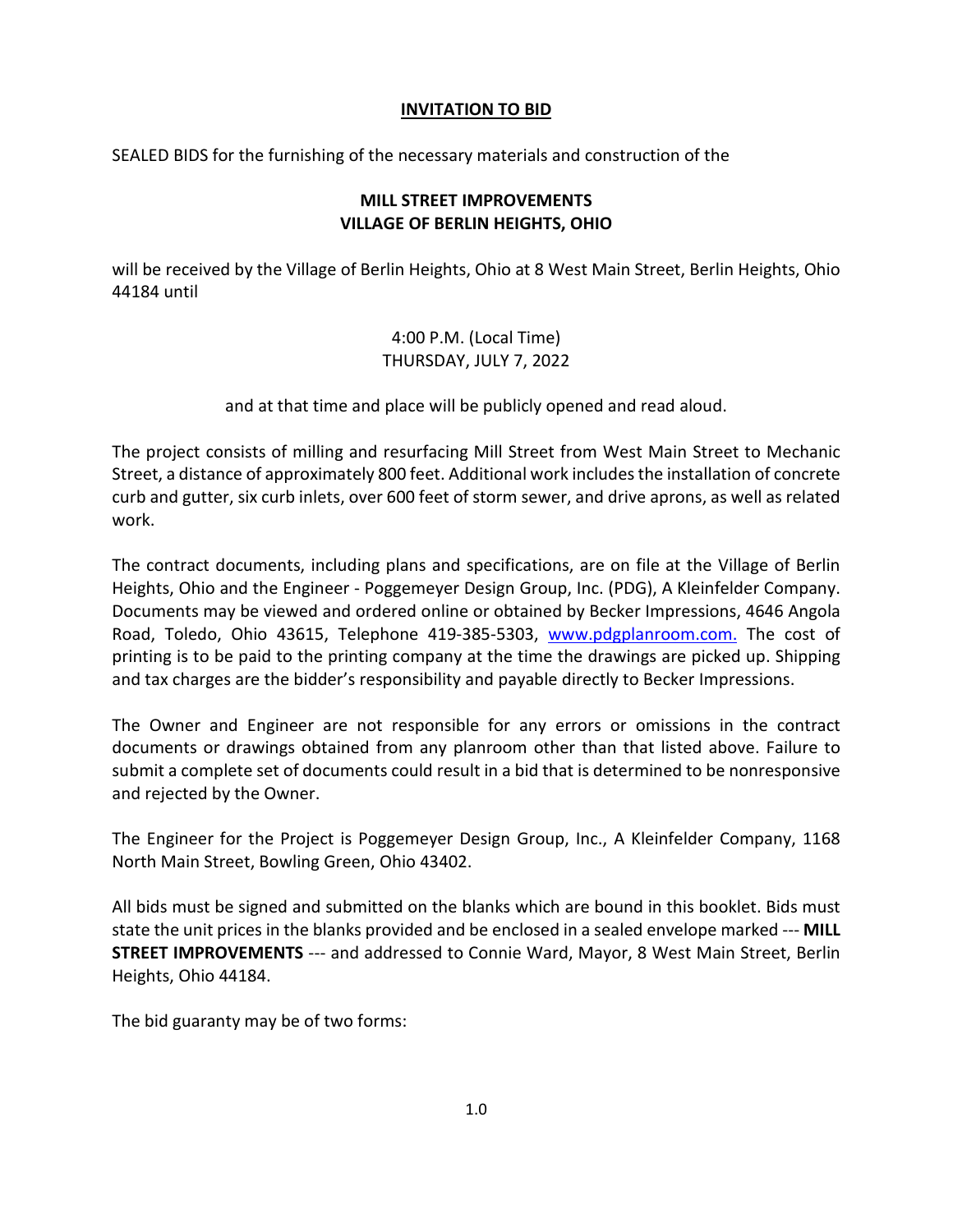# INVITATION TO BID

SEALED BIDS for the furnishing of the necessary materials and construction of the

**MILL STREET IMPROVEMENTS**
**VILLAGE OF BERLIN HEIGHTS, OHIO**

will be received by the Village of Berlin Heights, Ohio at 8 West Main Street, Berlin Heights, Ohio 44184 until

4:00 P.M. (Local Time)
THURSDAY, JULY 7, 2022

and at that time and place will be publicly opened and read aloud.

The project consists of milling and resurfacing Mill Street from West Main Street to Mechanic Street, a distance of approximately 800 feet. Additional work includes the installation of concrete curb and gutter, six curb inlets, over 600 feet of storm sewer, and drive aprons, as well as related work.

The contract documents, including plans and specifications, are on file at the Village of Berlin Heights, Ohio and the Engineer - Poggemeyer Design Group, Inc. (PDG), A Kleinfelder Company. Documents may be viewed and ordered online or obtained by Becker Impressions, 4646 Angola Road, Toledo, Ohio 43615, Telephone 419-385-5303, www.pdgplanroom.com. The cost of printing is to be paid to the printing company at the time the drawings are picked up. Shipping and tax charges are the bidder's responsibility and payable directly to Becker Impressions.

The Owner and Engineer are not responsible for any errors or omissions in the contract documents or drawings obtained from any planroom other than that listed above. Failure to submit a complete set of documents could result in a bid that is determined to be nonresponsive and rejected by the Owner.

The Engineer for the Project is Poggemeyer Design Group, Inc., A Kleinfelder Company, 1168 North Main Street, Bowling Green, Ohio 43402.

All bids must be signed and submitted on the blanks which are bound in this booklet. Bids must state the unit prices in the blanks provided and be enclosed in a sealed envelope marked --- **MILL STREET IMPROVEMENTS** --- and addressed to Connie Ward, Mayor, 8 West Main Street, Berlin Heights, Ohio 44184.

The bid guaranty may be of two forms: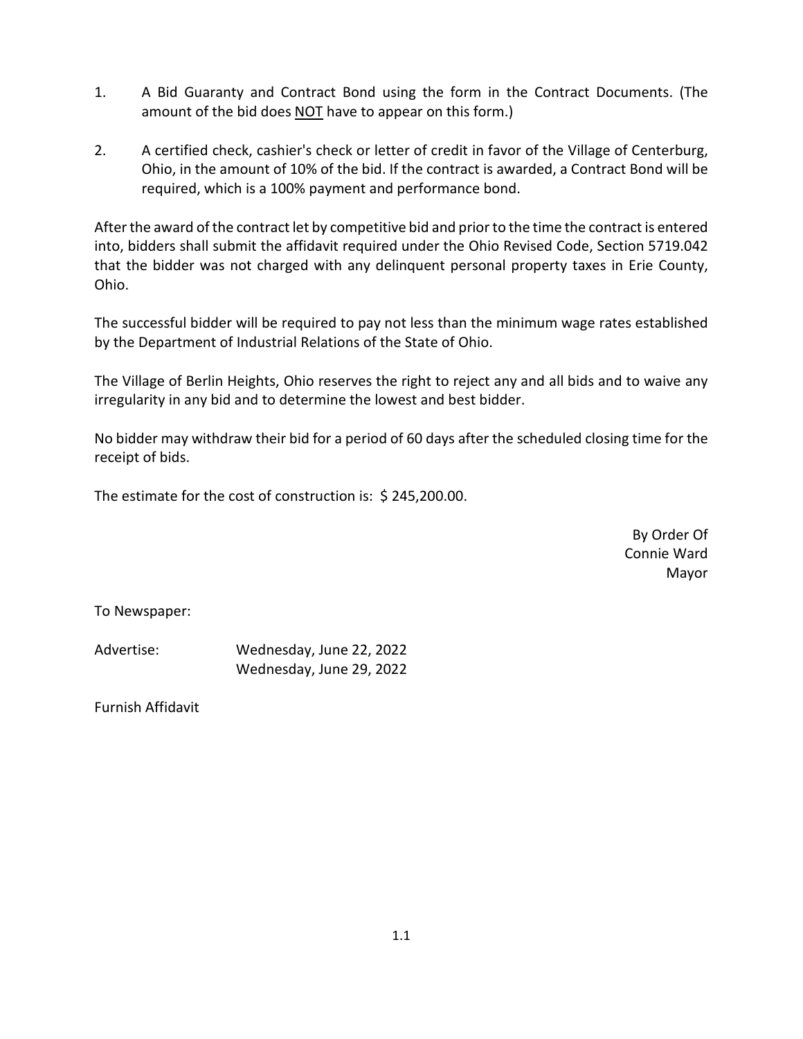1. A Bid Guaranty and Contract Bond using the form in the Contract Documents. (The amount of the bid does NOT have to appear on this form.)

2. A certified check, cashier's check or letter of credit in favor of the Village of Centerburg, Ohio, in the amount of 10% of the bid. If the contract is awarded, a Contract Bond will be required, which is a 100% payment and performance bond.

After the award of the contract let by competitive bid and prior to the time the contract is entered into, bidders shall submit the affidavit required under the Ohio Revised Code, Section 5719.042 that the bidder was not charged with any delinquent personal property taxes in Erie County, Ohio.

The successful bidder will be required to pay not less than the minimum wage rates established by the Department of Industrial Relations of the State of Ohio.

The Village of Berlin Heights, Ohio reserves the right to reject any and all bids and to waive any irregularity in any bid and to determine the lowest and best bidder.

No bidder may withdraw their bid for a period of 60 days after the scheduled closing time for the receipt of bids.

The estimate for the cost of construction is: $ 245,200.00.

By Order Of
Connie Ward
Mayor

To Newspaper:

Advertise: Wednesday, June 22, 2022
Wednesday, June 29, 2022

Furnish Affidavit